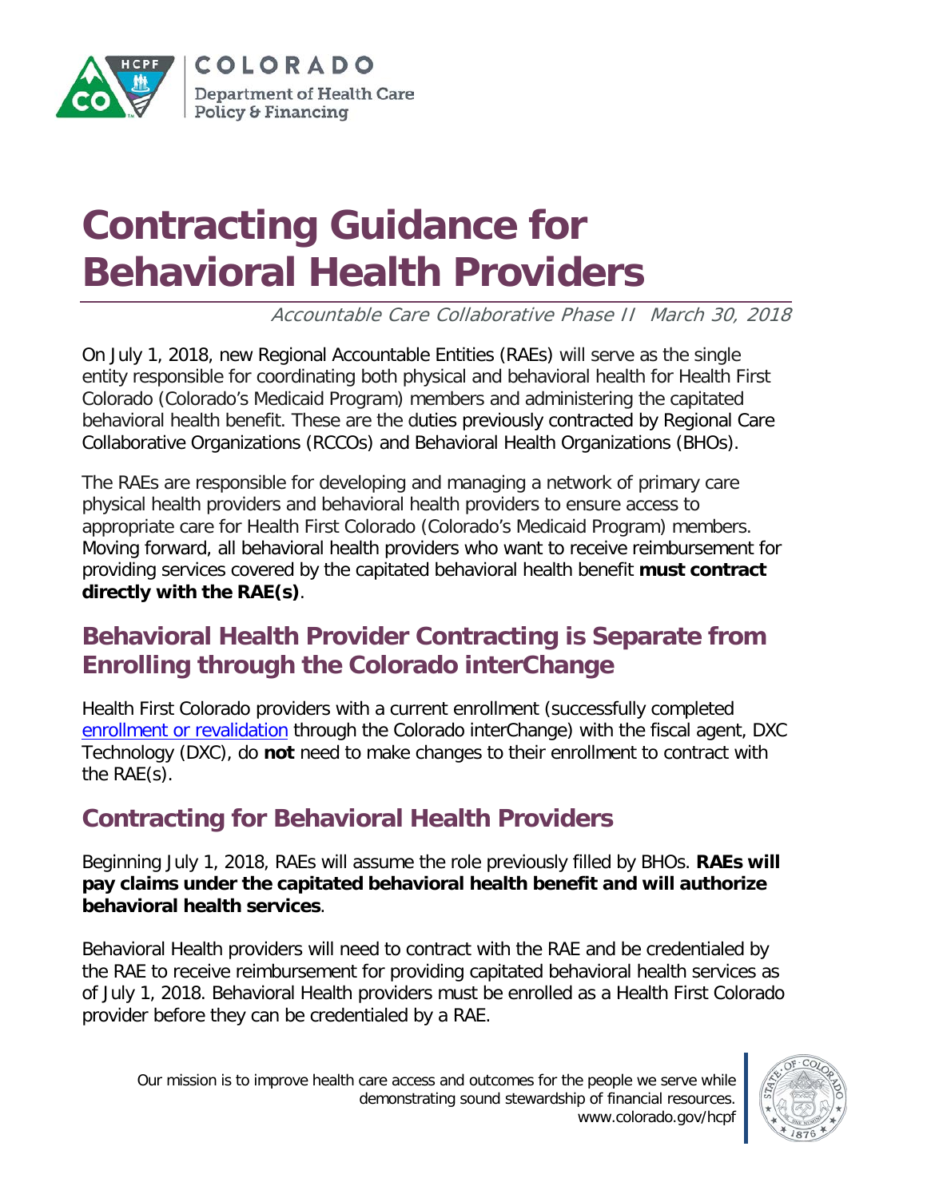COLORADO
Department of Health Care Policy & Financing

# Contracting Guidance for Behavioral Health Providers

*Accountable Care Collaborative Phase II March 30, 2018*

On July 1, 2018, new Regional Accountable Entities (RAEs) will serve as the single entity responsible for coordinating both physical and behavioral health for Health First Colorado (Colorado's Medicaid Program) members and administering the capitated behavioral health benefit. These are the duties previously contracted by Regional Care Collaborative Organizations (RCCOs) and Behavioral Health Organizations (BHOs).

The RAEs are responsible for developing and managing a network of primary care physical health providers and behavioral health providers to ensure access to appropriate care for Health First Colorado (Colorado's Medicaid Program) members. Moving forward, all behavioral health providers who want to receive reimbursement for providing services covered by the capitated behavioral health benefit **must contract directly with the RAE(s)**.

## Behavioral Health Provider Contracting is Separate from Enrolling through the Colorado interChange

Health First Colorado providers with a current enrollment (successfully completed enrollment or revalidation through the Colorado interChange) with the fiscal agent, DXC Technology (DXC), do **not** need to make changes to their enrollment to contract with the RAE(s).

## Contracting for Behavioral Health Providers

Beginning July 1, 2018, RAEs will assume the role previously filled by BHOs. **RAEs will pay claims under the capitated behavioral health benefit and will authorize behavioral health services**.

Behavioral Health providers will need to contract with the RAE and be credentialed by the RAE to receive reimbursement for providing capitated behavioral health services as of July 1, 2018. Behavioral Health providers must be enrolled as a Health First Colorado provider before they can be credentialed by a RAE.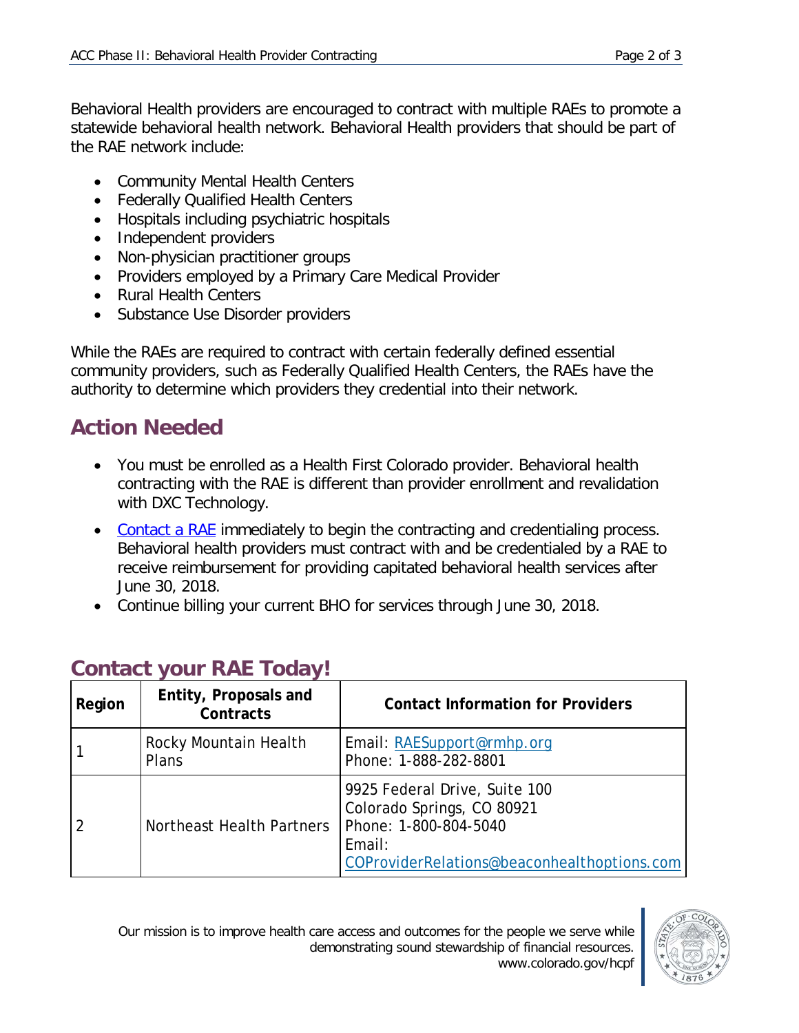Behavioral Health providers are encouraged to contract with multiple RAEs to promote a statewide behavioral health network. Behavioral Health providers that should be part of the RAE network include:

- Community Mental Health Centers
- Federally Qualified Health Centers
- Hospitals including psychiatric hospitals
- Independent providers
- Non-physician practitioner groups
- Providers employed by a Primary Care Medical Provider
- Rural Health Centers
- Substance Use Disorder providers

While the RAEs are required to contract with certain federally defined essential community providers, such as Federally Qualified Health Centers, the RAEs have the authority to determine which providers they credential into their network.

## Action Needed

- You must be enrolled as a Health First Colorado provider. Behavioral health contracting with the RAE is different than provider enrollment and revalidation with DXC Technology.
- Contact a RAE immediately to begin the contracting and credentialing process. Behavioral health providers must contract with and be credentialed by a RAE to receive reimbursement for providing capitated behavioral health services after June 30, 2018.
- Continue billing your current BHO for services through June 30, 2018.

## Contact your RAE Today!

| Region | Entity, Proposals and Contracts | Contact Information for Providers |
| --- | --- | --- |
| 1 | Rocky Mountain Health Plans | Email: RAESupport@rmhp.org<br>Phone: 1-888-282-8801 |
| 2 | Northeast Health Partners | 9925 Federal Drive, Suite 100<br>Colorado Springs, CO 80921<br>Phone: 1-800-804-5040<br>Email: COProviderRelations@beaconhealthoptions.com |

Our mission is to improve health care access and outcomes for the people we serve while demonstrating sound stewardship of financial resources.
www.colorado.gov/hcpf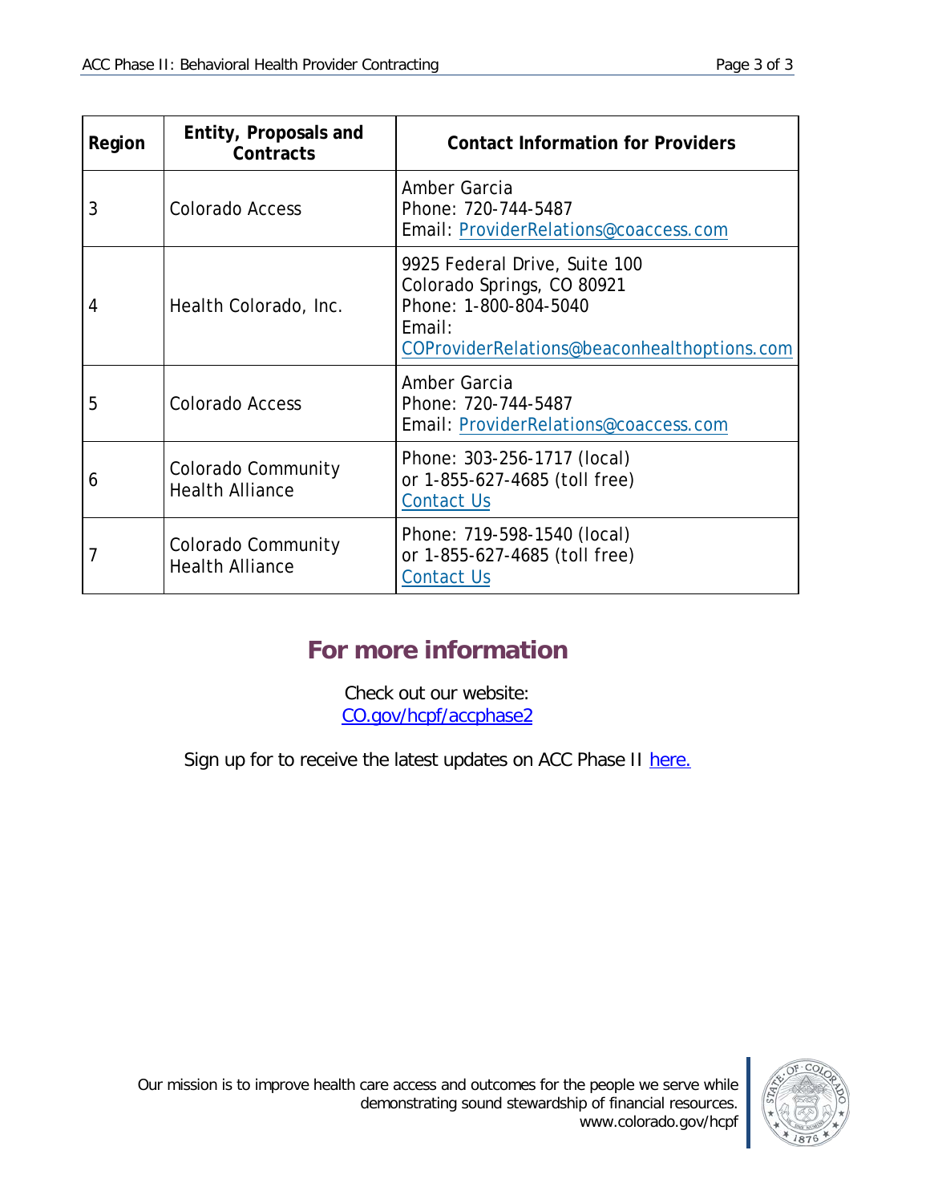| Region | Entity, Proposals and Contracts | Contact Information for Providers |
| --- | --- | --- |
| 3 | Colorado Access | Amber Garcia<br>Phone: 720-744-5487<br>Email: ProviderRelations@coaccess.com |
| 4 | Health Colorado, Inc. | 9925 Federal Drive, Suite 100<br>Colorado Springs, CO 80921<br>Phone: 1-800-804-5040<br>Email:<br>COProviderRelations@beaconhealthoptions.com |
| 5 | Colorado Access | Amber Garcia<br>Phone: 720-744-5487<br>Email: ProviderRelations@coaccess.com |
| 6 | Colorado Community Health Alliance | Phone: 303-256-1717 (local)<br>or 1-855-627-4685 (toll free)<br>Contact Us |
| 7 | Colorado Community Health Alliance | Phone: 719-598-1540 (local)<br>or 1-855-627-4685 (toll free)<br>Contact Us |

## For more information

Check out our website:
CO.gov/hcpf/accphase2

Sign up for to receive the latest updates on ACC Phase II here.

Our mission is to improve health care access and outcomes for the people we serve while demonstrating sound stewardship of financial resources.
www.colorado.gov/hcpf